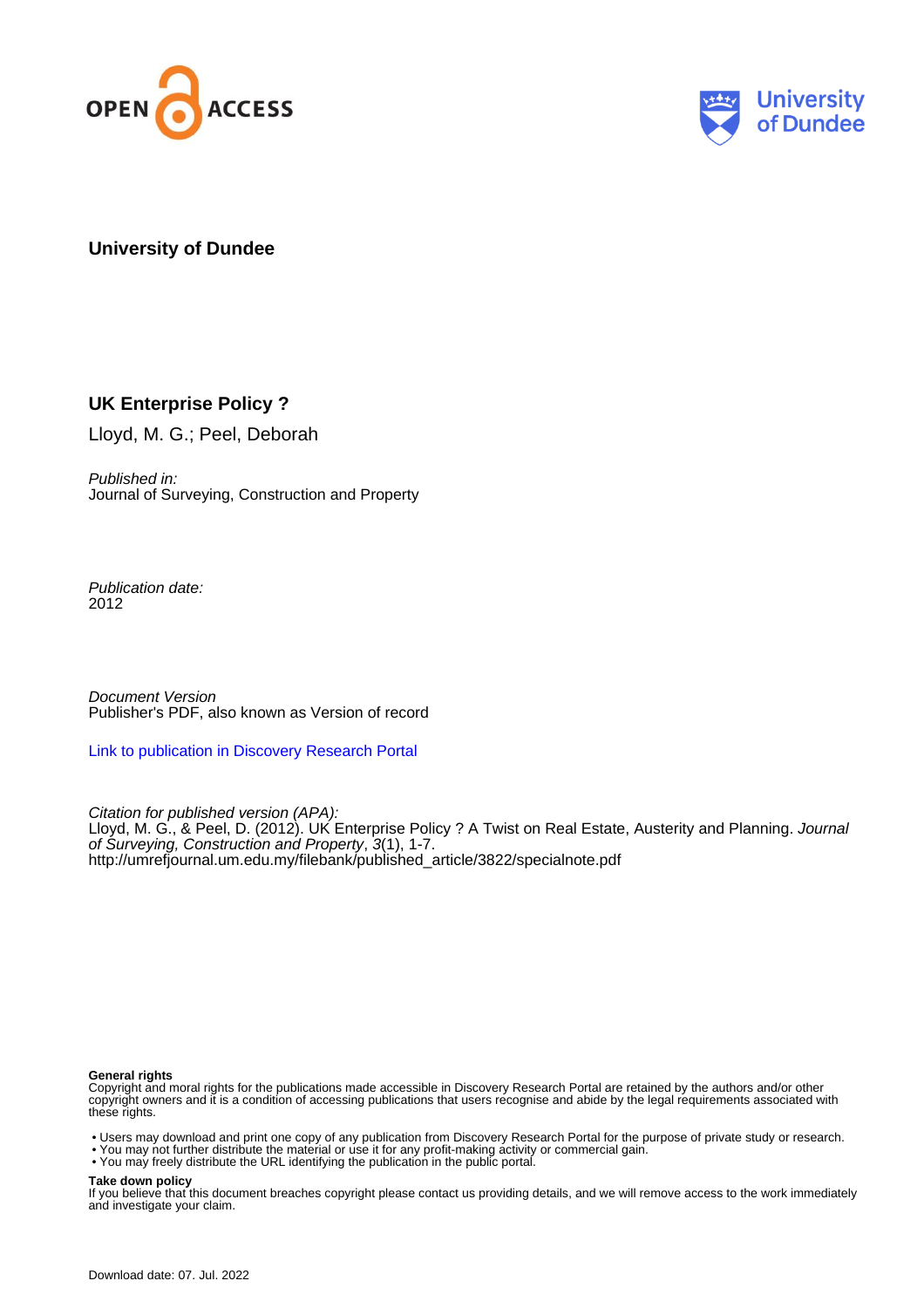OPEN ACCESS

University of Dundee

**University of Dundee**

## UK Enterprise Policy ?

Lloyd, M. G.; Peel, Deborah

*Published in:*
Journal of Surveying, Construction and Property

*Publication date:*
2012

*Document Version*
Publisher's PDF, also known as Version of record

Link to publication in Discovery Research Portal

*Citation for published version (APA):*
Lloyd, M. G., & Peel, D. (2012). UK Enterprise Policy ? A Twist on Real Estate, Austerity and Planning. *Journal of Surveying, Construction and Property*, *3*(1), 1-7.
http://umrefjournal.um.edu.my/filebank/published_article/3822/specialnote.pdf

**General rights**
Copyright and moral rights for the publications made accessible in Discovery Research Portal are retained by the authors and/or other copyright owners and it is a condition of accessing publications that users recognise and abide by the legal requirements associated with these rights.

- Users may download and print one copy of any publication from Discovery Research Portal for the purpose of private study or research.
- You may not further distribute the material or use it for any profit-making activity or commercial gain.
- You may freely distribute the URL identifying the publication in the public portal.

**Take down policy**
If you believe that this document breaches copyright please contact us providing details, and we will remove access to the work immediately and investigate your claim.

Download date: 07. Jul. 2022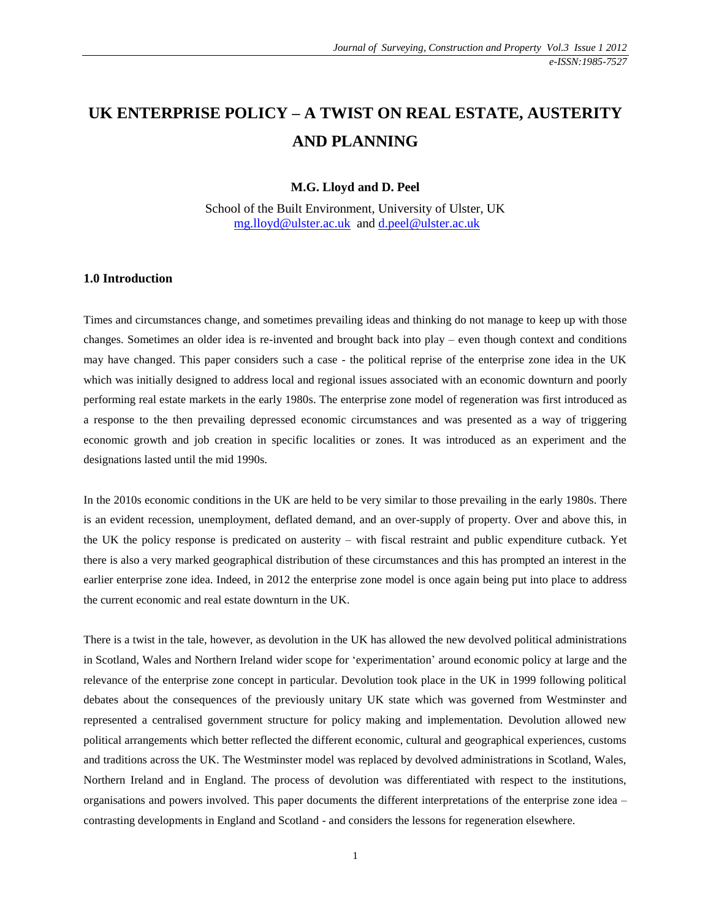# UK ENTERPRISE POLICY – A TWIST ON REAL ESTATE, AUSTERITY AND PLANNING

**M.G. Lloyd and D. Peel**

School of the Built Environment, University of Ulster, UK
mg.lloyd@ulster.ac.uk and d.peel@ulster.ac.uk

## 1.0 Introduction

Times and circumstances change, and sometimes prevailing ideas and thinking do not manage to keep up with those changes. Sometimes an older idea is re-invented and brought back into play – even though context and conditions may have changed. This paper considers such a case - the political reprise of the enterprise zone idea in the UK which was initially designed to address local and regional issues associated with an economic downturn and poorly performing real estate markets in the early 1980s. The enterprise zone model of regeneration was first introduced as a response to the then prevailing depressed economic circumstances and was presented as a way of triggering economic growth and job creation in specific localities or zones. It was introduced as an experiment and the designations lasted until the mid 1990s.

In the 2010s economic conditions in the UK are held to be very similar to those prevailing in the early 1980s. There is an evident recession, unemployment, deflated demand, and an over-supply of property. Over and above this, in the UK the policy response is predicated on austerity – with fiscal restraint and public expenditure cutback. Yet there is also a very marked geographical distribution of these circumstances and this has prompted an interest in the earlier enterprise zone idea. Indeed, in 2012 the enterprise zone model is once again being put into place to address the current economic and real estate downturn in the UK.

There is a twist in the tale, however, as devolution in the UK has allowed the new devolved political administrations in Scotland, Wales and Northern Ireland wider scope for 'experimentation' around economic policy at large and the relevance of the enterprise zone concept in particular. Devolution took place in the UK in 1999 following political debates about the consequences of the previously unitary UK state which was governed from Westminster and represented a centralised government structure for policy making and implementation. Devolution allowed new political arrangements which better reflected the different economic, cultural and geographical experiences, customs and traditions across the UK. The Westminster model was replaced by devolved administrations in Scotland, Wales, Northern Ireland and in England. The process of devolution was differentiated with respect to the institutions, organisations and powers involved. This paper documents the different interpretations of the enterprise zone idea – contrasting developments in England and Scotland - and considers the lessons for regeneration elsewhere.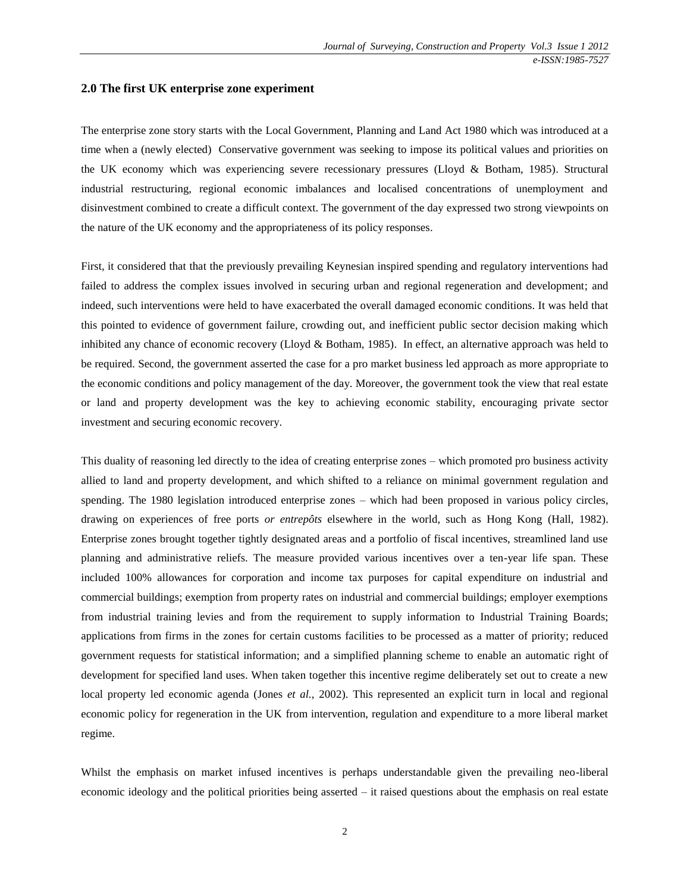## 2.0 The first UK enterprise zone experiment

The enterprise zone story starts with the Local Government, Planning and Land Act 1980 which was introduced at a time when a (newly elected) Conservative government was seeking to impose its political values and priorities on the UK economy which was experiencing severe recessionary pressures (Lloyd & Botham, 1985). Structural industrial restructuring, regional economic imbalances and localised concentrations of unemployment and disinvestment combined to create a difficult context. The government of the day expressed two strong viewpoints on the nature of the UK economy and the appropriateness of its policy responses.

First, it considered that that the previously prevailing Keynesian inspired spending and regulatory interventions had failed to address the complex issues involved in securing urban and regional regeneration and development; and indeed, such interventions were held to have exacerbated the overall damaged economic conditions. It was held that this pointed to evidence of government failure, crowding out, and inefficient public sector decision making which inhibited any chance of economic recovery (Lloyd & Botham, 1985). In effect, an alternative approach was held to be required. Second, the government asserted the case for a pro market business led approach as more appropriate to the economic conditions and policy management of the day. Moreover, the government took the view that real estate or land and property development was the key to achieving economic stability, encouraging private sector investment and securing economic recovery.

This duality of reasoning led directly to the idea of creating enterprise zones – which promoted pro business activity allied to land and property development, and which shifted to a reliance on minimal government regulation and spending. The 1980 legislation introduced enterprise zones – which had been proposed in various policy circles, drawing on experiences of free ports *or entrepôts* elsewhere in the world, such as Hong Kong (Hall, 1982). Enterprise zones brought together tightly designated areas and a portfolio of fiscal incentives, streamlined land use planning and administrative reliefs. The measure provided various incentives over a ten-year life span. These included 100% allowances for corporation and income tax purposes for capital expenditure on industrial and commercial buildings; exemption from property rates on industrial and commercial buildings; employer exemptions from industrial training levies and from the requirement to supply information to Industrial Training Boards; applications from firms in the zones for certain customs facilities to be processed as a matter of priority; reduced government requests for statistical information; and a simplified planning scheme to enable an automatic right of development for specified land uses. When taken together this incentive regime deliberately set out to create a new local property led economic agenda (Jones *et al.*, 2002). This represented an explicit turn in local and regional economic policy for regeneration in the UK from intervention, regulation and expenditure to a more liberal market regime.

Whilst the emphasis on market infused incentives is perhaps understandable given the prevailing neo-liberal economic ideology and the political priorities being asserted – it raised questions about the emphasis on real estate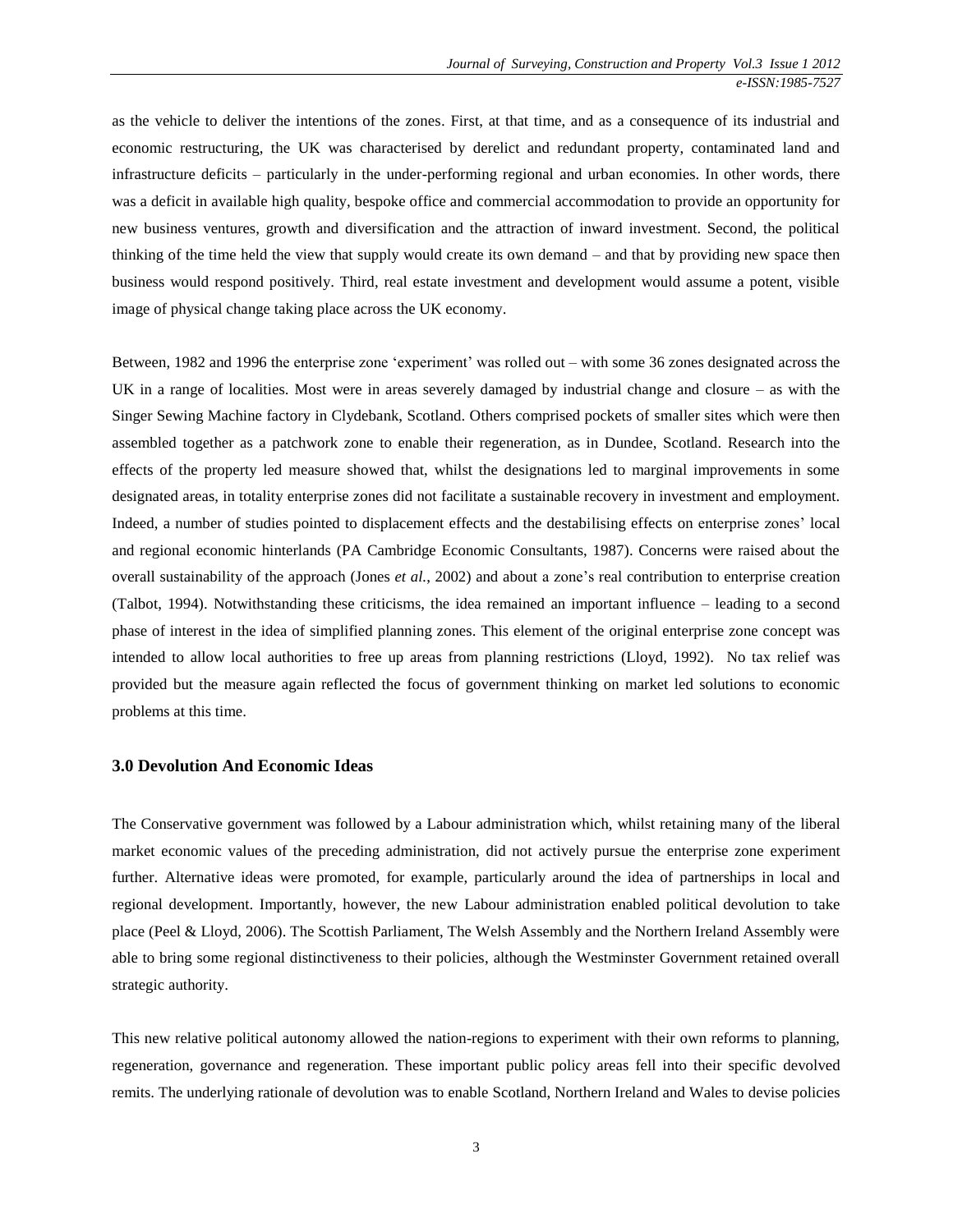as the vehicle to deliver the intentions of the zones. First, at that time, and as a consequence of its industrial and economic restructuring, the UK was characterised by derelict and redundant property, contaminated land and infrastructure deficits – particularly in the under-performing regional and urban economies. In other words, there was a deficit in available high quality, bespoke office and commercial accommodation to provide an opportunity for new business ventures, growth and diversification and the attraction of inward investment. Second, the political thinking of the time held the view that supply would create its own demand – and that by providing new space then business would respond positively. Third, real estate investment and development would assume a potent, visible image of physical change taking place across the UK economy.

Between, 1982 and 1996 the enterprise zone 'experiment' was rolled out – with some 36 zones designated across the UK in a range of localities. Most were in areas severely damaged by industrial change and closure – as with the Singer Sewing Machine factory in Clydebank, Scotland. Others comprised pockets of smaller sites which were then assembled together as a patchwork zone to enable their regeneration, as in Dundee, Scotland. Research into the effects of the property led measure showed that, whilst the designations led to marginal improvements in some designated areas, in totality enterprise zones did not facilitate a sustainable recovery in investment and employment. Indeed, a number of studies pointed to displacement effects and the destabilising effects on enterprise zones' local and regional economic hinterlands (PA Cambridge Economic Consultants, 1987). Concerns were raised about the overall sustainability of the approach (Jones *et al.*, 2002) and about a zone's real contribution to enterprise creation (Talbot, 1994). Notwithstanding these criticisms, the idea remained an important influence – leading to a second phase of interest in the idea of simplified planning zones. This element of the original enterprise zone concept was intended to allow local authorities to free up areas from planning restrictions (Lloyd, 1992). No tax relief was provided but the measure again reflected the focus of government thinking on market led solutions to economic problems at this time.

## 3.0 Devolution And Economic Ideas

The Conservative government was followed by a Labour administration which, whilst retaining many of the liberal market economic values of the preceding administration, did not actively pursue the enterprise zone experiment further. Alternative ideas were promoted, for example, particularly around the idea of partnerships in local and regional development. Importantly, however, the new Labour administration enabled political devolution to take place (Peel & Lloyd, 2006). The Scottish Parliament, The Welsh Assembly and the Northern Ireland Assembly were able to bring some regional distinctiveness to their policies, although the Westminster Government retained overall strategic authority.

This new relative political autonomy allowed the nation-regions to experiment with their own reforms to planning, regeneration, governance and regeneration. These important public policy areas fell into their specific devolved remits. The underlying rationale of devolution was to enable Scotland, Northern Ireland and Wales to devise policies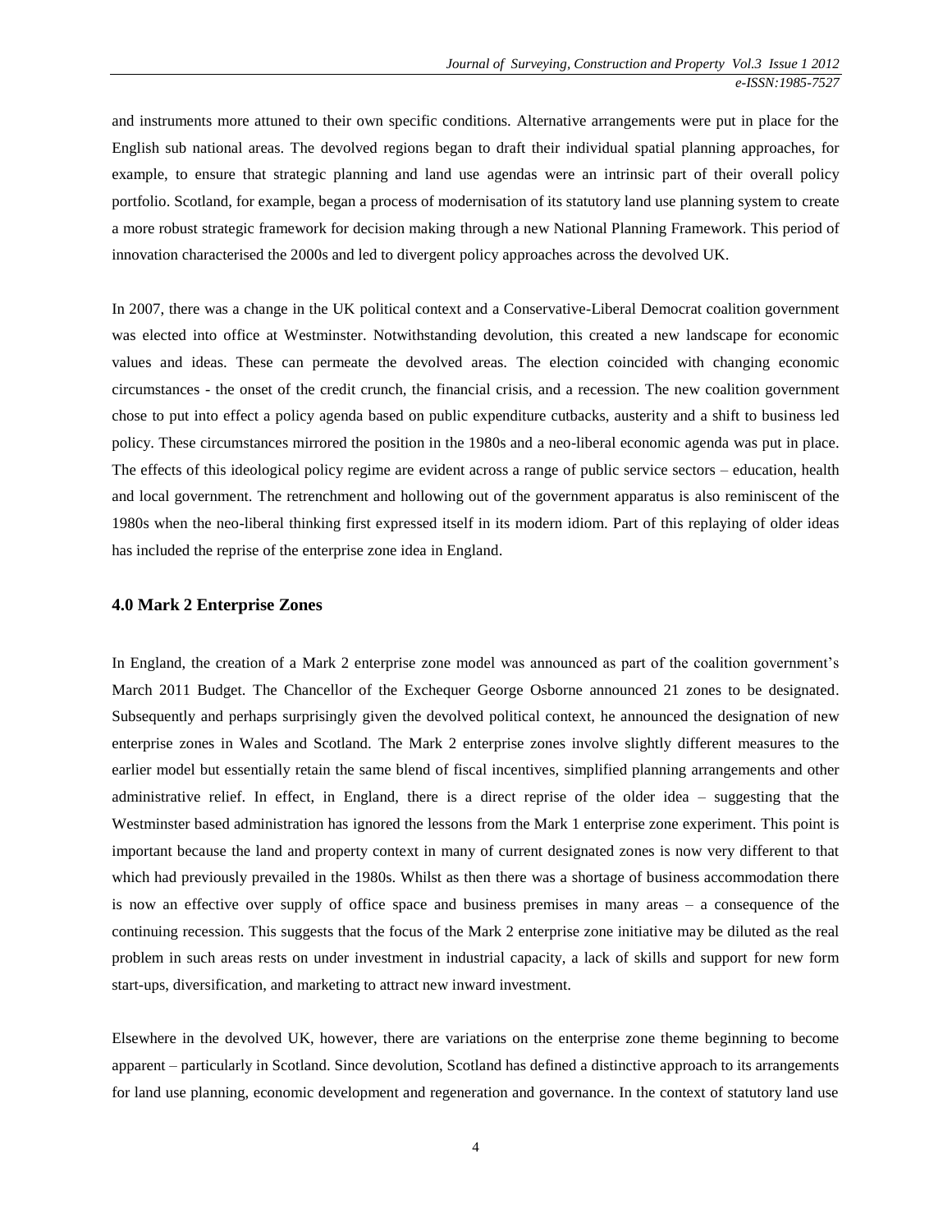and instruments more attuned to their own specific conditions. Alternative arrangements were put in place for the English sub national areas. The devolved regions began to draft their individual spatial planning approaches, for example, to ensure that strategic planning and land use agendas were an intrinsic part of their overall policy portfolio. Scotland, for example, began a process of modernisation of its statutory land use planning system to create a more robust strategic framework for decision making through a new National Planning Framework. This period of innovation characterised the 2000s and led to divergent policy approaches across the devolved UK.

In 2007, there was a change in the UK political context and a Conservative-Liberal Democrat coalition government was elected into office at Westminster. Notwithstanding devolution, this created a new landscape for economic values and ideas. These can permeate the devolved areas. The election coincided with changing economic circumstances - the onset of the credit crunch, the financial crisis, and a recession. The new coalition government chose to put into effect a policy agenda based on public expenditure cutbacks, austerity and a shift to business led policy. These circumstances mirrored the position in the 1980s and a neo-liberal economic agenda was put in place. The effects of this ideological policy regime are evident across a range of public service sectors – education, health and local government. The retrenchment and hollowing out of the government apparatus is also reminiscent of the 1980s when the neo-liberal thinking first expressed itself in its modern idiom. Part of this replaying of older ideas has included the reprise of the enterprise zone idea in England.

### 4.0 Mark 2 Enterprise Zones

In England, the creation of a Mark 2 enterprise zone model was announced as part of the coalition government's March 2011 Budget. The Chancellor of the Exchequer George Osborne announced 21 zones to be designated. Subsequently and perhaps surprisingly given the devolved political context, he announced the designation of new enterprise zones in Wales and Scotland. The Mark 2 enterprise zones involve slightly different measures to the earlier model but essentially retain the same blend of fiscal incentives, simplified planning arrangements and other administrative relief. In effect, in England, there is a direct reprise of the older idea – suggesting that the Westminster based administration has ignored the lessons from the Mark 1 enterprise zone experiment. This point is important because the land and property context in many of current designated zones is now very different to that which had previously prevailed in the 1980s. Whilst as then there was a shortage of business accommodation there is now an effective over supply of office space and business premises in many areas – a consequence of the continuing recession. This suggests that the focus of the Mark 2 enterprise zone initiative may be diluted as the real problem in such areas rests on under investment in industrial capacity, a lack of skills and support for new form start-ups, diversification, and marketing to attract new inward investment.

Elsewhere in the devolved UK, however, there are variations on the enterprise zone theme beginning to become apparent – particularly in Scotland. Since devolution, Scotland has defined a distinctive approach to its arrangements for land use planning, economic development and regeneration and governance. In the context of statutory land use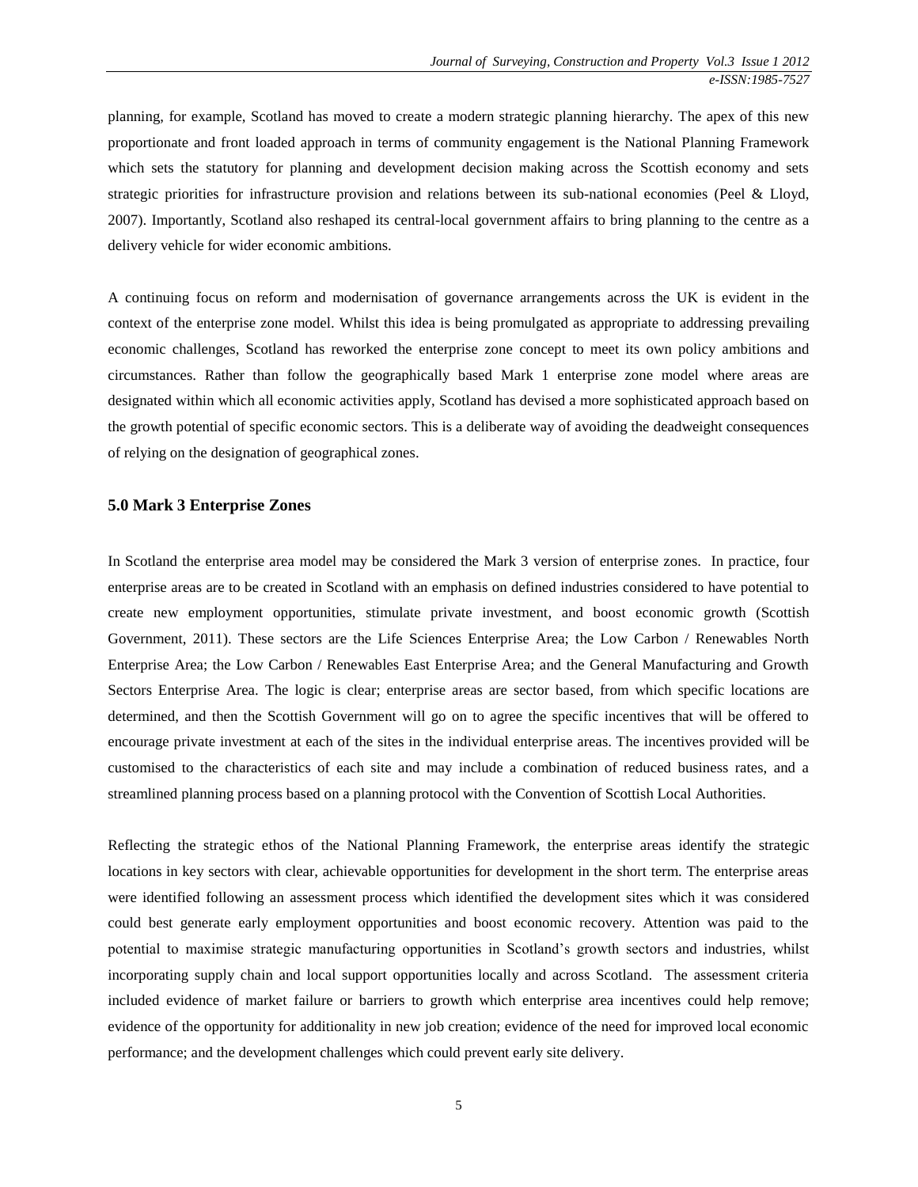planning, for example, Scotland has moved to create a modern strategic planning hierarchy. The apex of this new proportionate and front loaded approach in terms of community engagement is the National Planning Framework which sets the statutory for planning and development decision making across the Scottish economy and sets strategic priorities for infrastructure provision and relations between its sub-national economies (Peel & Lloyd, 2007). Importantly, Scotland also reshaped its central-local government affairs to bring planning to the centre as a delivery vehicle for wider economic ambitions.

A continuing focus on reform and modernisation of governance arrangements across the UK is evident in the context of the enterprise zone model. Whilst this idea is being promulgated as appropriate to addressing prevailing economic challenges, Scotland has reworked the enterprise zone concept to meet its own policy ambitions and circumstances. Rather than follow the geographically based Mark 1 enterprise zone model where areas are designated within which all economic activities apply, Scotland has devised a more sophisticated approach based on the growth potential of specific economic sectors. This is a deliberate way of avoiding the deadweight consequences of relying on the designation of geographical zones.

## 5.0 Mark 3 Enterprise Zones

In Scotland the enterprise area model may be considered the Mark 3 version of enterprise zones. In practice, four enterprise areas are to be created in Scotland with an emphasis on defined industries considered to have potential to create new employment opportunities, stimulate private investment, and boost economic growth (Scottish Government, 2011). These sectors are the Life Sciences Enterprise Area; the Low Carbon / Renewables North Enterprise Area; the Low Carbon / Renewables East Enterprise Area; and the General Manufacturing and Growth Sectors Enterprise Area. The logic is clear; enterprise areas are sector based, from which specific locations are determined, and then the Scottish Government will go on to agree the specific incentives that will be offered to encourage private investment at each of the sites in the individual enterprise areas. The incentives provided will be customised to the characteristics of each site and may include a combination of reduced business rates, and a streamlined planning process based on a planning protocol with the Convention of Scottish Local Authorities.

Reflecting the strategic ethos of the National Planning Framework, the enterprise areas identify the strategic locations in key sectors with clear, achievable opportunities for development in the short term. The enterprise areas were identified following an assessment process which identified the development sites which it was considered could best generate early employment opportunities and boost economic recovery. Attention was paid to the potential to maximise strategic manufacturing opportunities in Scotland's growth sectors and industries, whilst incorporating supply chain and local support opportunities locally and across Scotland. The assessment criteria included evidence of market failure or barriers to growth which enterprise area incentives could help remove; evidence of the opportunity for additionality in new job creation; evidence of the need for improved local economic performance; and the development challenges which could prevent early site delivery.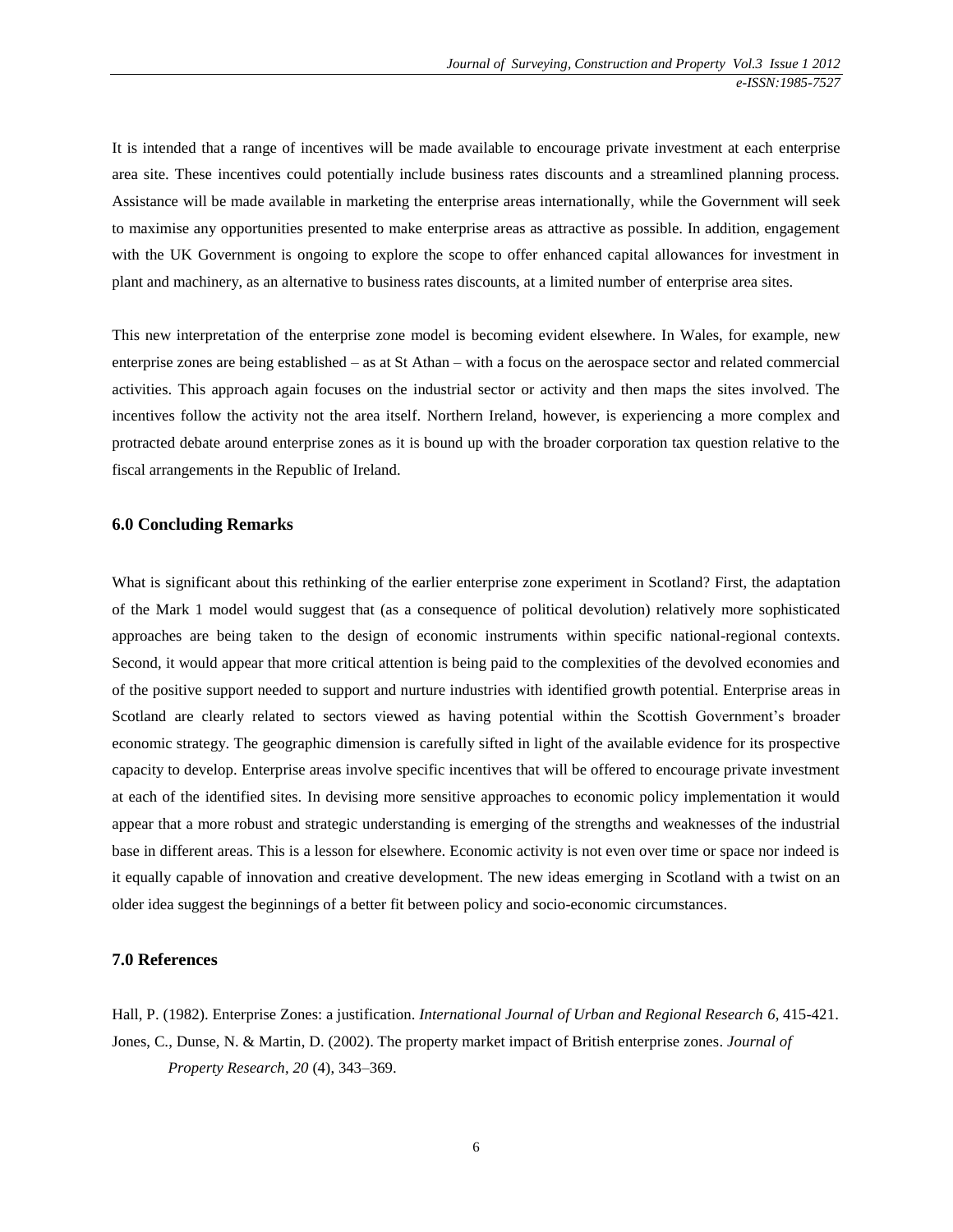It is intended that a range of incentives will be made available to encourage private investment at each enterprise area site. These incentives could potentially include business rates discounts and a streamlined planning process. Assistance will be made available in marketing the enterprise areas internationally, while the Government will seek to maximise any opportunities presented to make enterprise areas as attractive as possible. In addition, engagement with the UK Government is ongoing to explore the scope to offer enhanced capital allowances for investment in plant and machinery, as an alternative to business rates discounts, at a limited number of enterprise area sites.

This new interpretation of the enterprise zone model is becoming evident elsewhere. In Wales, for example, new enterprise zones are being established – as at St Athan – with a focus on the aerospace sector and related commercial activities. This approach again focuses on the industrial sector or activity and then maps the sites involved. The incentives follow the activity not the area itself. Northern Ireland, however, is experiencing a more complex and protracted debate around enterprise zones as it is bound up with the broader corporation tax question relative to the fiscal arrangements in the Republic of Ireland.

## 6.0 Concluding Remarks

What is significant about this rethinking of the earlier enterprise zone experiment in Scotland? First, the adaptation of the Mark 1 model would suggest that (as a consequence of political devolution) relatively more sophisticated approaches are being taken to the design of economic instruments within specific national-regional contexts. Second, it would appear that more critical attention is being paid to the complexities of the devolved economies and of the positive support needed to support and nurture industries with identified growth potential. Enterprise areas in Scotland are clearly related to sectors viewed as having potential within the Scottish Government's broader economic strategy. The geographic dimension is carefully sifted in light of the available evidence for its prospective capacity to develop. Enterprise areas involve specific incentives that will be offered to encourage private investment at each of the identified sites. In devising more sensitive approaches to economic policy implementation it would appear that a more robust and strategic understanding is emerging of the strengths and weaknesses of the industrial base in different areas. This is a lesson for elsewhere. Economic activity is not even over time or space nor indeed is it equally capable of innovation and creative development. The new ideas emerging in Scotland with a twist on an older idea suggest the beginnings of a better fit between policy and socio-economic circumstances.

## 7.0 References

Hall, P. (1982). Enterprise Zones: a justification. *International Journal of Urban and Regional Research 6*, 415-421.

Jones, C., Dunse, N. & Martin, D. (2002). The property market impact of British enterprise zones. *Journal of Property Research*, *20* (4), 343–369.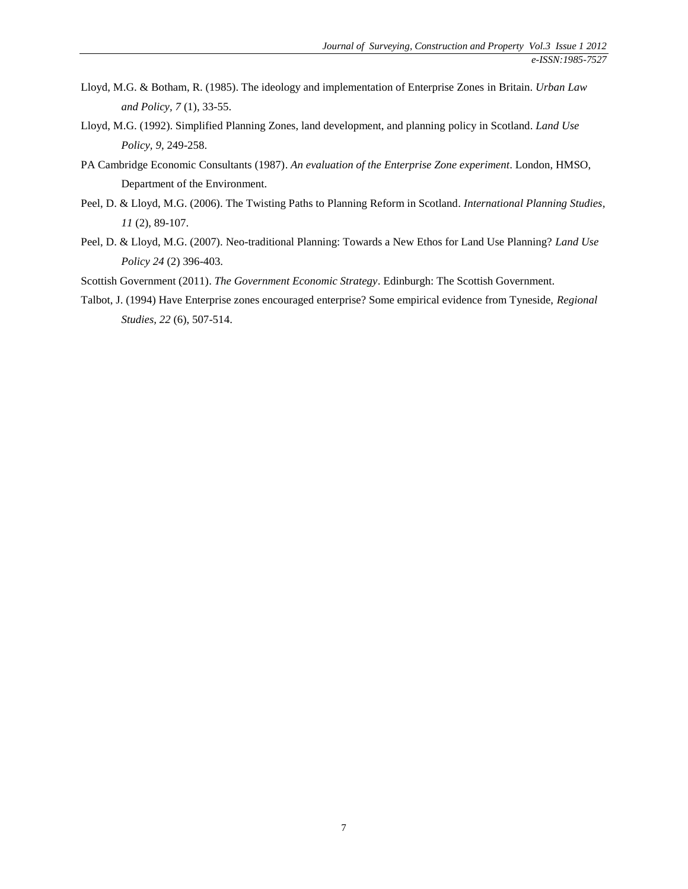Lloyd, M.G. & Botham, R. (1985). The ideology and implementation of Enterprise Zones in Britain. *Urban Law and Policy, 7* (1), 33-55.

Lloyd, M.G. (1992). Simplified Planning Zones, land development, and planning policy in Scotland. *Land Use Policy, 9*, 249-258.

PA Cambridge Economic Consultants (1987). *An evaluation of the Enterprise Zone experiment*. London, HMSO, Department of the Environment.

Peel, D. & Lloyd, M.G. (2006). The Twisting Paths to Planning Reform in Scotland. *International Planning Studies, 11* (2), 89-107.

Peel, D. & Lloyd, M.G. (2007). Neo-traditional Planning: Towards a New Ethos for Land Use Planning? *Land Use Policy 24* (2) 396-403.

Scottish Government (2011). *The Government Economic Strategy*. Edinburgh: The Scottish Government.

Talbot, J. (1994) Have Enterprise zones encouraged enterprise? Some empirical evidence from Tyneside, *Regional Studies, 22* (6), 507-514.